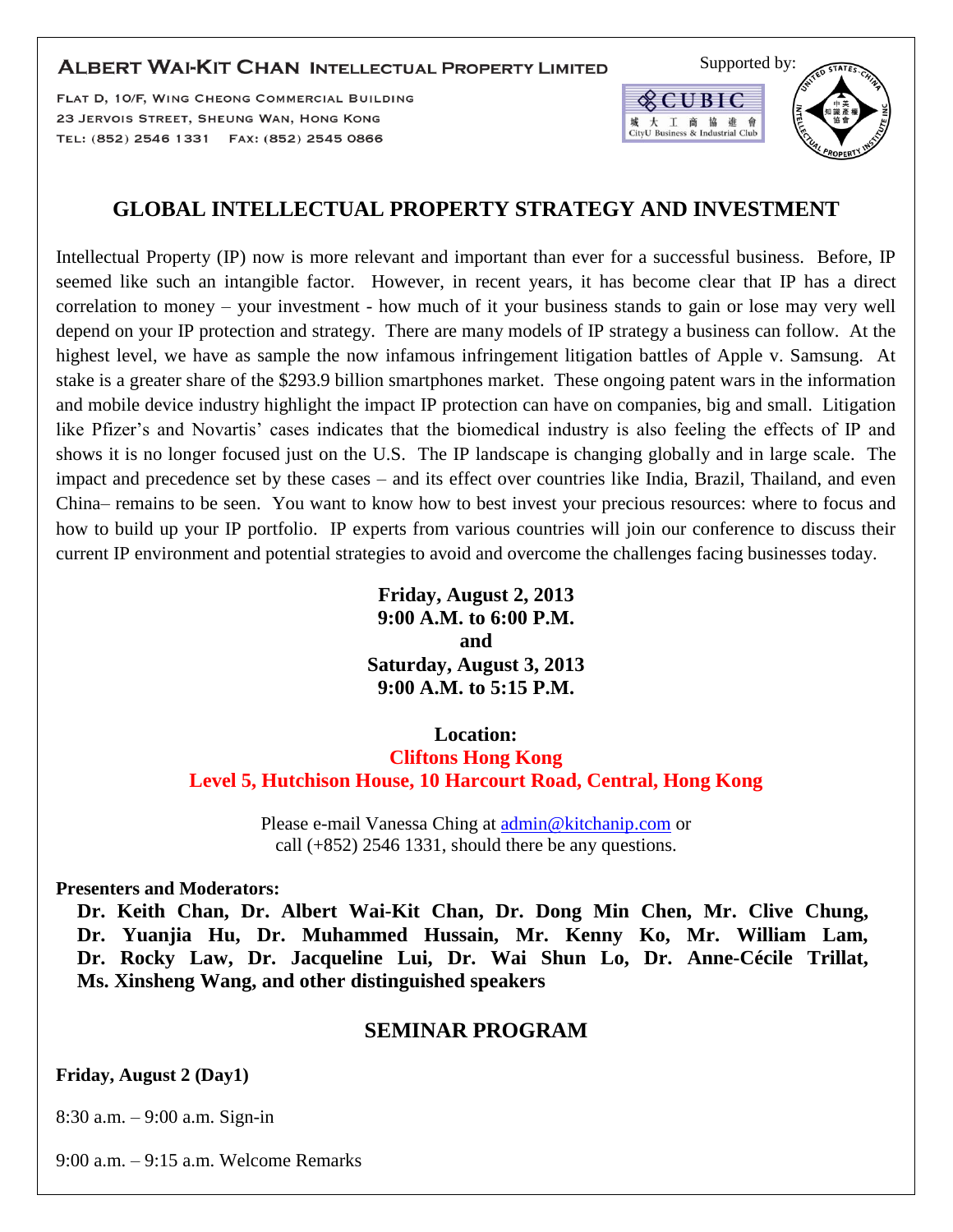**ALBERT WAI-KIT CHAN INTELLECTUAL PROPERTY LIMITED**

FLAT D, 10/F, WING CHEONG COMMERCIAL BUILDING
23 JERVOIS STREET, SHEUNG WAN, HONG KONG
TEL: (852) 2546 1331    FAX: (852) 2545 0866

Supported by:

CUBIC 城大工商協進會 CityU Business & Industrial Club

UNITED STATES-CHINA INTELLECTUAL PROPERTY INSTITUTE INC 中美知識產權協會

# GLOBAL INTELLECTUAL PROPERTY STRATEGY AND INVESTMENT

Intellectual Property (IP) now is more relevant and important than ever for a successful business. Before, IP seemed like such an intangible factor. However, in recent years, it has become clear that IP has a direct correlation to money – your investment - how much of it your business stands to gain or lose may very well depend on your IP protection and strategy. There are many models of IP strategy a business can follow. At the highest level, we have as sample the now infamous infringement litigation battles of Apple v. Samsung. At stake is a greater share of the $293.9 billion smartphones market. These ongoing patent wars in the information and mobile device industry highlight the impact IP protection can have on companies, big and small. Litigation like Pfizer's and Novartis' cases indicates that the biomedical industry is also feeling the effects of IP and shows it is no longer focused just on the U.S. The IP landscape is changing globally and in large scale. The impact and precedence set by these cases – and its effect over countries like India, Brazil, Thailand, and even China– remains to be seen. You want to know how to best invest your precious resources: where to focus and how to build up your IP portfolio. IP experts from various countries will join our conference to discuss their current IP environment and potential strategies to avoid and overcome the challenges facing businesses today.

**Friday, August 2, 2013**
**9:00 A.M. to 6:00 P.M.**
**and**
**Saturday, August 3, 2013**
**9:00 A.M. to 5:15 P.M.**

**Location:**
**Cliftons Hong Kong**
**Level 5, Hutchison House, 10 Harcourt Road, Central, Hong Kong**

Please e-mail Vanessa Ching at admin@kitchanip.com or call (+852) 2546 1331, should there be any questions.

**Presenters and Moderators:**

**Dr. Keith Chan, Dr. Albert Wai-Kit Chan, Dr. Dong Min Chen, Mr. Clive Chung, Dr. Yuanjia Hu, Dr. Muhammed Hussain, Mr. Kenny Ko, Mr. William Lam, Dr. Rocky Law, Dr. Jacqueline Lui, Dr. Wai Shun Lo, Dr. Anne-Cécile Trillat, Ms. Xinsheng Wang, and other distinguished speakers**

## SEMINAR PROGRAM

**Friday, August 2 (Day1)**

8:30 a.m. – 9:00 a.m. Sign-in

9:00 a.m. – 9:15 a.m. Welcome Remarks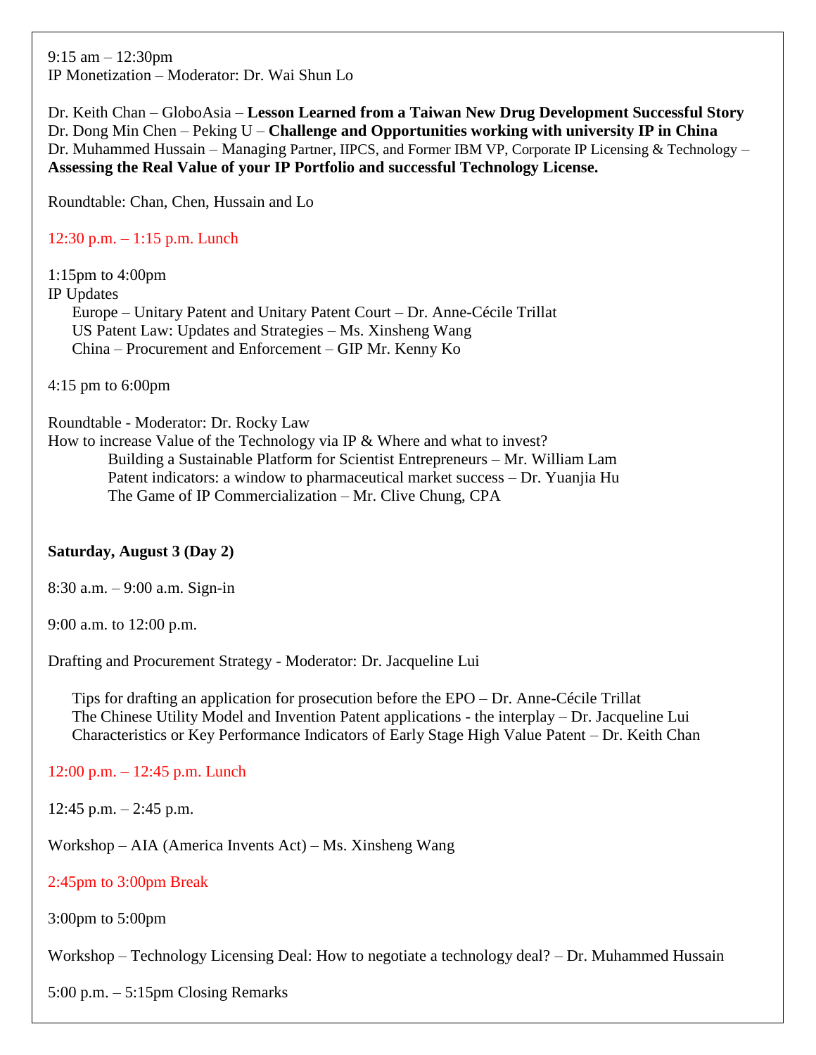9:15 am – 12:30pm
IP Monetization – Moderator: Dr. Wai Shun Lo

Dr. Keith Chan – GloboAsia – **Lesson Learned from a Taiwan New Drug Development Successful Story**
Dr. Dong Min Chen – Peking U – **Challenge and Opportunities working with university IP in China**
Dr. Muhammed Hussain – Managing Partner, IIPCS, and Former IBM VP, Corporate IP Licensing & Technology – **Assessing the Real Value of your IP Portfolio and successful Technology License.**

Roundtable: Chan, Chen, Hussain and Lo

12:30 p.m. – 1:15 p.m. Lunch

1:15pm to 4:00pm
IP Updates

- Europe – Unitary Patent and Unitary Patent Court – Dr. Anne-Cécile Trillat
- US Patent Law: Updates and Strategies – Ms. Xinsheng Wang
- China – Procurement and Enforcement – GIP Mr. Kenny Ko

4:15 pm to 6:00pm

Roundtable - Moderator: Dr. Rocky Law
How to increase Value of the Technology via IP & Where and what to invest?

- Building a Sustainable Platform for Scientist Entrepreneurs – Mr. William Lam
- Patent indicators: a window to pharmaceutical market success – Dr. Yuanjia Hu
- The Game of IP Commercialization – Mr. Clive Chung, CPA

**Saturday, August 3 (Day 2)**

8:30 a.m. – 9:00 a.m. Sign-in

9:00 a.m. to 12:00 p.m.

Drafting and Procurement Strategy - Moderator: Dr. Jacqueline Lui

- Tips for drafting an application for prosecution before the EPO – Dr. Anne-Cécile Trillat
- The Chinese Utility Model and Invention Patent applications - the interplay – Dr. Jacqueline Lui
- Characteristics or Key Performance Indicators of Early Stage High Value Patent – Dr. Keith Chan

12:00 p.m. – 12:45 p.m. Lunch

12:45 p.m. – 2:45 p.m.

Workshop – AIA (America Invents Act) – Ms. Xinsheng Wang

2:45pm to 3:00pm Break

3:00pm to 5:00pm

Workshop – Technology Licensing Deal: How to negotiate a technology deal? – Dr. Muhammed Hussain

5:00 p.m. – 5:15pm Closing Remarks